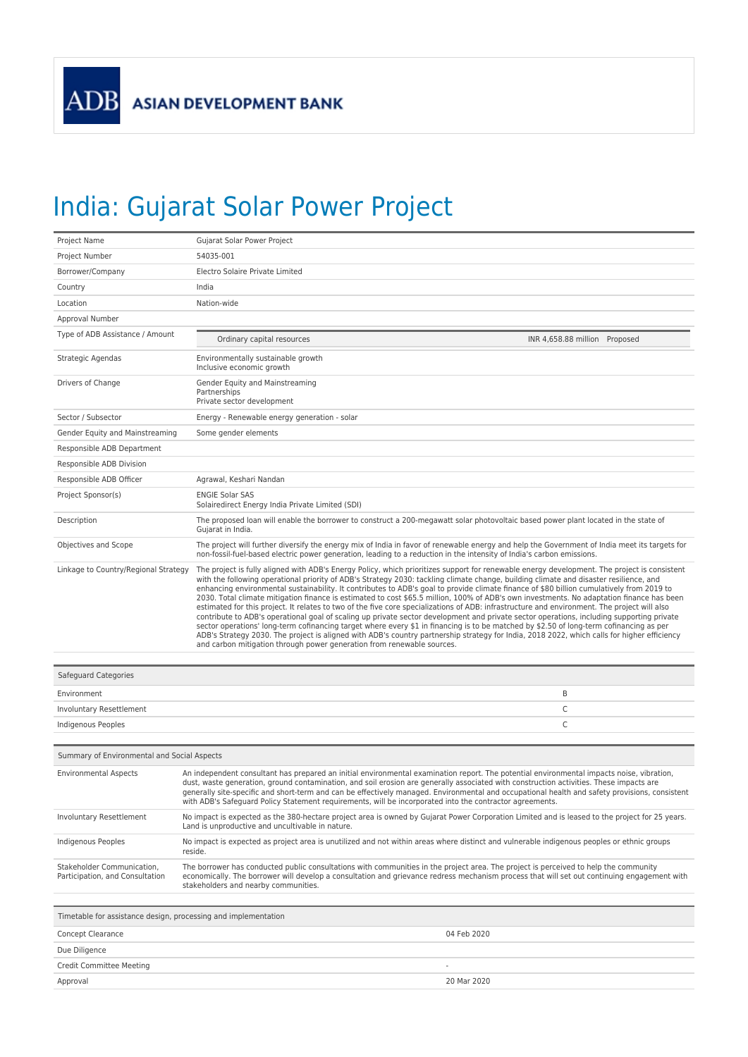ADB ASIAN DEVELOPMENT BANK

# India: Gujarat Solar Power Project

| | |
|---|---|
| Project Name | Gujarat Solar Power Project |
| Project Number | 54035-001 |
| Borrower/Company | Electro Solaire Private Limited |
| Country | India |
| Location | Nation-wide |
| Approval Number | |
| Type of ADB Assistance / Amount | Ordinary capital resources — INR 4,658.88 million — Proposed |
| Strategic Agendas | Environmentally sustainable growth<br>Inclusive economic growth |
| Drivers of Change | Gender Equity and Mainstreaming<br>Partnerships<br>Private sector development |
| Sector / Subsector | Energy - Renewable energy generation - solar |
| Gender Equity and Mainstreaming | Some gender elements |
| Responsible ADB Department | |
| Responsible ADB Division | |
| Responsible ADB Officer | Agrawal, Keshari Nandan |
| Project Sponsor(s) | ENGIE Solar SAS<br>Solairedirect Energy India Private Limited (SDI) |
| Description | The proposed loan will enable the borrower to construct a 200-megawatt solar photovoltaic based power plant located in the state of Gujarat in India. |
| Objectives and Scope | The project will further diversify the energy mix of India in favor of renewable energy and help the Government of India meet its targets for non-fossil-fuel-based electric power generation, leading to a reduction in the intensity of India's carbon emissions. |
| Linkage to Country/Regional Strategy | The project is fully aligned with ADB's Energy Policy, which prioritizes support for renewable energy development. The project is consistent with the following operational priority of ADB's Strategy 2030: tackling climate change, building climate and disaster resilience, and enhancing environmental sustainability. It contributes to ADB's goal to provide climate finance of $80 billion cumulatively from 2019 to 2030. Total climate mitigation finance is estimated to cost $65.5 million, 100% of ADB's own investments. No adaptation finance has been estimated for this project. It relates to two of the five core specializations of ADB: infrastructure and environment. The project will also contribute to ADB's operational goal of scaling up private sector development and private sector operations, including supporting private sector operations' long-term cofinancing target where every $1 in financing is to be matched by $2.50 of long-term cofinancing as per ADB's Strategy 2030. The project is aligned with ADB's country partnership strategy for India, 2018 2022, which calls for higher efficiency and carbon mitigation through power generation from renewable sources. |

| Safeguard Categories | |
|---|---|
| Environment | B |
| Involuntary Resettlement | C |
| Indigenous Peoples | C |

| Summary of Environmental and Social Aspects | |
|---|---|
| Environmental Aspects | An independent consultant has prepared an initial environmental examination report. The potential environmental impacts noise, vibration, dust, waste generation, ground contamination, and soil erosion are generally associated with construction activities. These impacts are generally site-specific and short-term and can be effectively managed. Environmental and occupational health and safety provisions, consistent with ADB's Safeguard Policy Statement requirements, will be incorporated into the contractor agreements. |
| Involuntary Resettlement | No impact is expected as the 380-hectare project area is owned by Gujarat Power Corporation Limited and is leased to the project for 25 years. Land is unproductive and uncultivable in nature. |
| Indigenous Peoples | No impact is expected as project area is unutilized and not within areas where distinct and vulnerable indigenous peoples or ethnic groups reside. |
| Stakeholder Communication, Participation, and Consultation | The borrower has conducted public consultations with communities in the project area. The project is perceived to help the community economically. The borrower will develop a consultation and grievance redress mechanism process that will set out continuing engagement with stakeholders and nearby communities. |

| Timetable for assistance design, processing and implementation | |
|---|---|
| Concept Clearance | 04 Feb 2020 |
| Due Diligence | |
| Credit Committee Meeting | - |
| Approval | 20 Mar 2020 |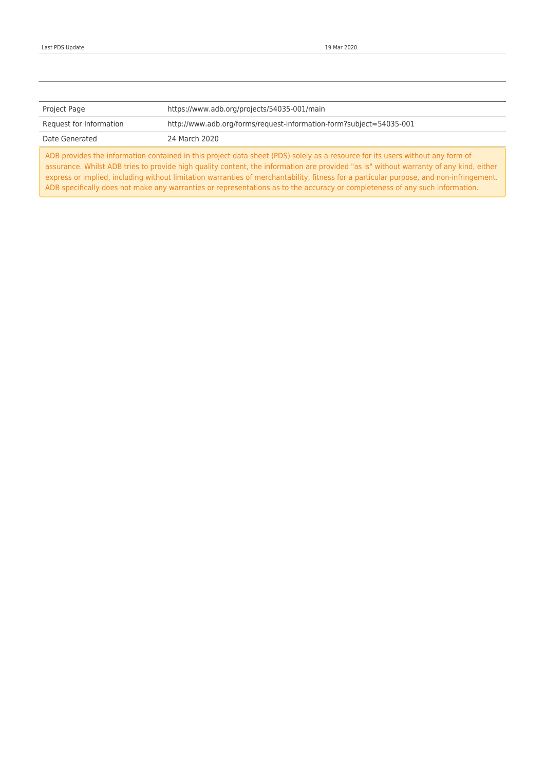| | |
|---|---|
| Last PDS Update | 19 Mar 2020 |

| | |
|---|---|
| Project Page | https://www.adb.org/projects/54035-001/main |
| Request for Information | http://www.adb.org/forms/request-information-form?subject=54035-001 |
| Date Generated | 24 March 2020 |

ADB provides the information contained in this project data sheet (PDS) solely as a resource for its users without any form of assurance. Whilst ADB tries to provide high quality content, the information are provided "as is" without warranty of any kind, either express or implied, including without limitation warranties of merchantability, fitness for a particular purpose, and non-infringement. ADB specifically does not make any warranties or representations as to the accuracy or completeness of any such information.